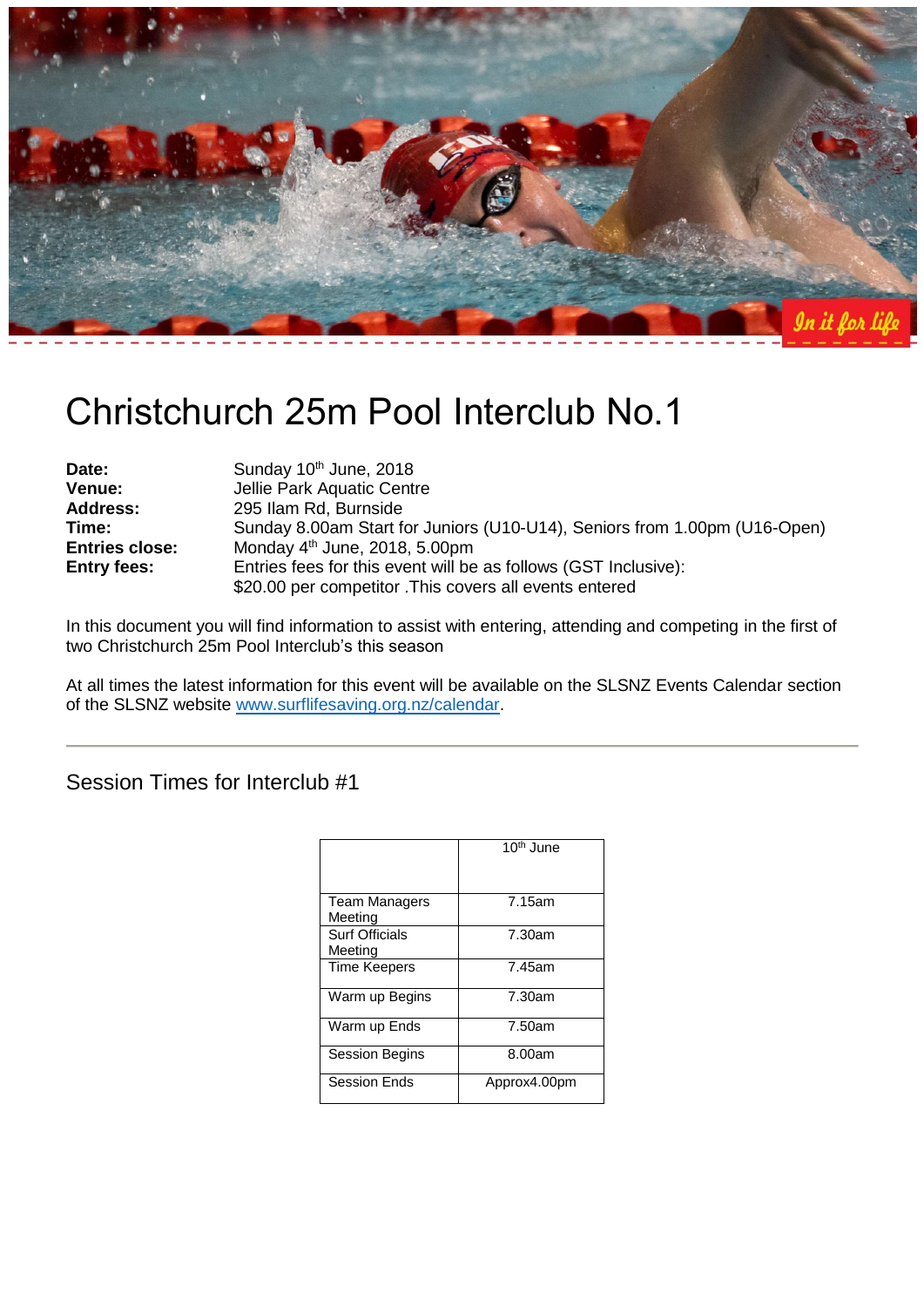# Christchurch 25m Pool Interclub No.1

**Date:** Sunday 10th June, 2018
**Venue:** Jellie Park Aquatic Centre
**Address:** 295 Ilam Rd, Burnside
**Time:** Sunday 8.00am Start for Juniors (U10-U14), Seniors from 1.00pm (U16-Open)
**Entries close:** Monday 4th June, 2018, 5.00pm
**Entry fees:** Entries fees for this event will be as follows (GST Inclusive):
$20.00 per competitor .This covers all events entered

In this document you will find information to assist with entering, attending and competing in the first of two Christchurch 25m Pool Interclub's this season

At all times the latest information for this event will be available on the SLSNZ Events Calendar section of the SLSNZ website [www.surflifesaving.org.nz/calendar](http://www.surflifesaving.org.nz/calendar).

---

## Session Times for Interclub #1

| | 10th June |
|---|---|
| Team Managers Meeting | 7.15am |
| Surf Officials Meeting | 7.30am |
| Time Keepers | 7.45am |
| Warm up Begins | 7.30am |
| Warm up Ends | 7.50am |
| Session Begins | 8.00am |
| Session Ends | Approx4.00pm |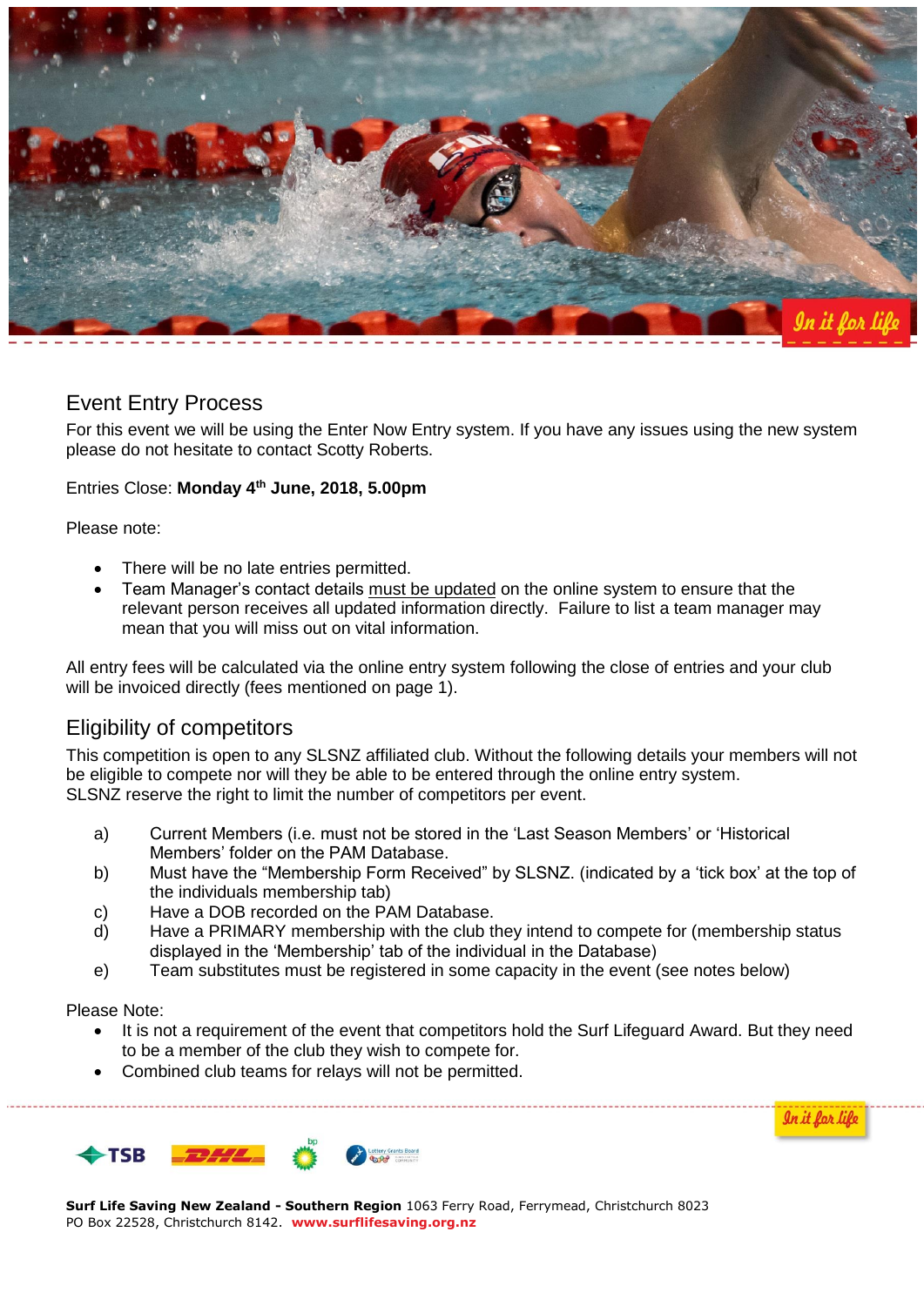## Event Entry Process

For this event we will be using the Enter Now Entry system. If you have any issues using the new system please do not hesitate to contact Scotty Roberts.

Entries Close: **Monday 4th June, 2018, 5.00pm**

Please note:

- There will be no late entries permitted.
- Team Manager's contact details must be updated on the online system to ensure that the relevant person receives all updated information directly. Failure to list a team manager may mean that you will miss out on vital information.

All entry fees will be calculated via the online entry system following the close of entries and your club will be invoiced directly (fees mentioned on page 1).

## Eligibility of competitors

This competition is open to any SLSNZ affiliated club. Without the following details your members will not be eligible to compete nor will they be able to be entered through the online entry system.
SLSNZ reserve the right to limit the number of competitors per event.

a) Current Members (i.e. must not be stored in the 'Last Season Members' or 'Historical Members' folder on the PAM Database.
b) Must have the "Membership Form Received" by SLSNZ. (indicated by a 'tick box' at the top of the individuals membership tab)
c) Have a DOB recorded on the PAM Database.
d) Have a PRIMARY membership with the club they intend to compete for (membership status displayed in the 'Membership' tab of the individual in the Database)
e) Team substitutes must be registered in some capacity in the event (see notes below)

Please Note:

- It is not a requirement of the event that competitors hold the Surf Lifeguard Award. But they need to be a member of the club they wish to compete for.
- Combined club teams for relays will not be permitted.

**Surf Life Saving New Zealand - Southern Region** 1063 Ferry Road, Ferrymead, Christchurch 8023
PO Box 22528, Christchurch 8142. **www.surflifesaving.org.nz**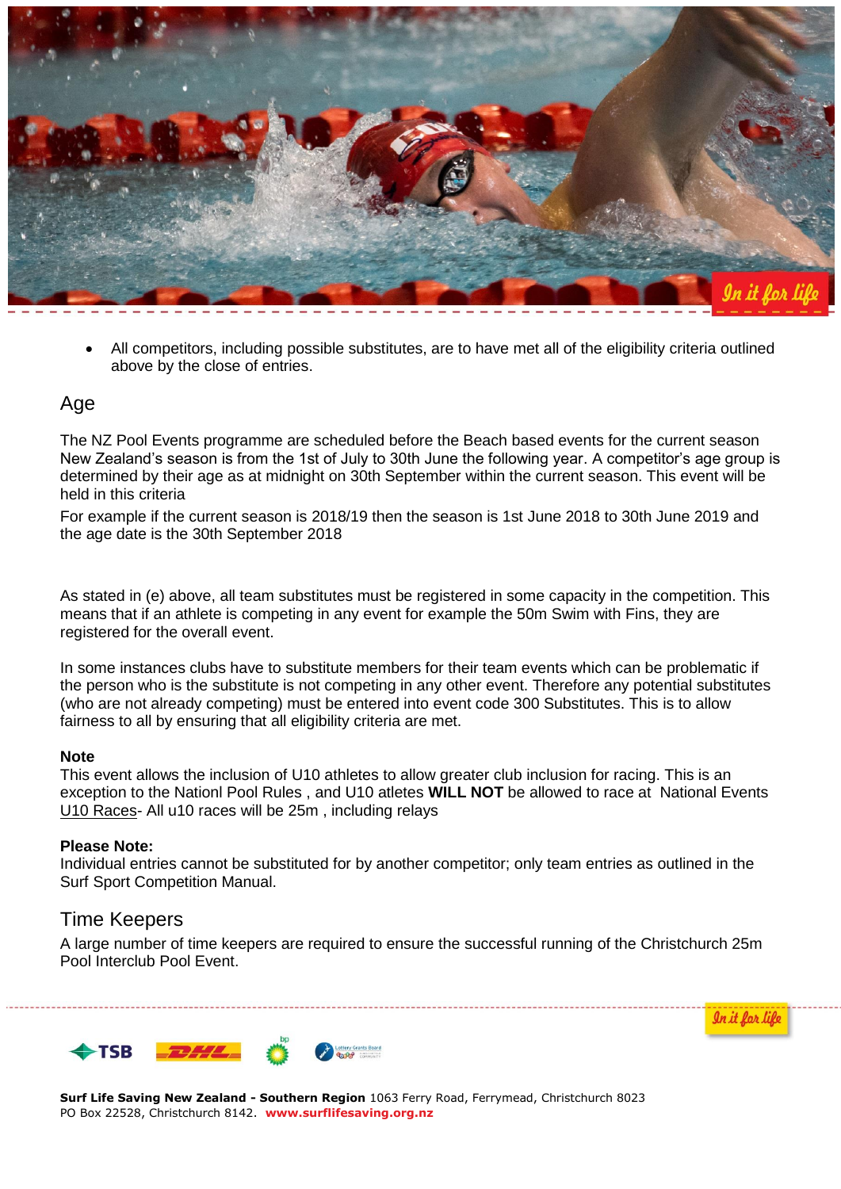- All competitors, including possible substitutes, are to have met all of the eligibility criteria outlined above by the close of entries.

## Age

The NZ Pool Events programme are scheduled before the Beach based events for the current season New Zealand's season is from the 1st of July to 30th June the following year. A competitor's age group is determined by their age as at midnight on 30th September within the current season. This event will be held in this criteria

For example if the current season is 2018/19 then the season is 1st June 2018 to 30th June 2019 and the age date is the 30th September 2018

As stated in (e) above, all team substitutes must be registered in some capacity in the competition. This means that if an athlete is competing in any event for example the 50m Swim with Fins, they are registered for the overall event.

In some instances clubs have to substitute members for their team events which can be problematic if the person who is the substitute is not competing in any other event. Therefore any potential substitutes (who are not already competing) must be entered into event code 300 Substitutes. This is to allow fairness to all by ensuring that all eligibility criteria are met.

**Note**
This event allows the inclusion of U10 athletes to allow greater club inclusion for racing. This is an exception to the Nationl Pool Rules , and U10 atletes **WILL NOT** be allowed to race at National Events
U10 Races- All u10 races will be 25m , including relays

**Please Note:**
Individual entries cannot be substituted for by another competitor; only team entries as outlined in the Surf Sport Competition Manual.

## Time Keepers

A large number of time keepers are required to ensure the successful running of the Christchurch 25m Pool Interclub Pool Event.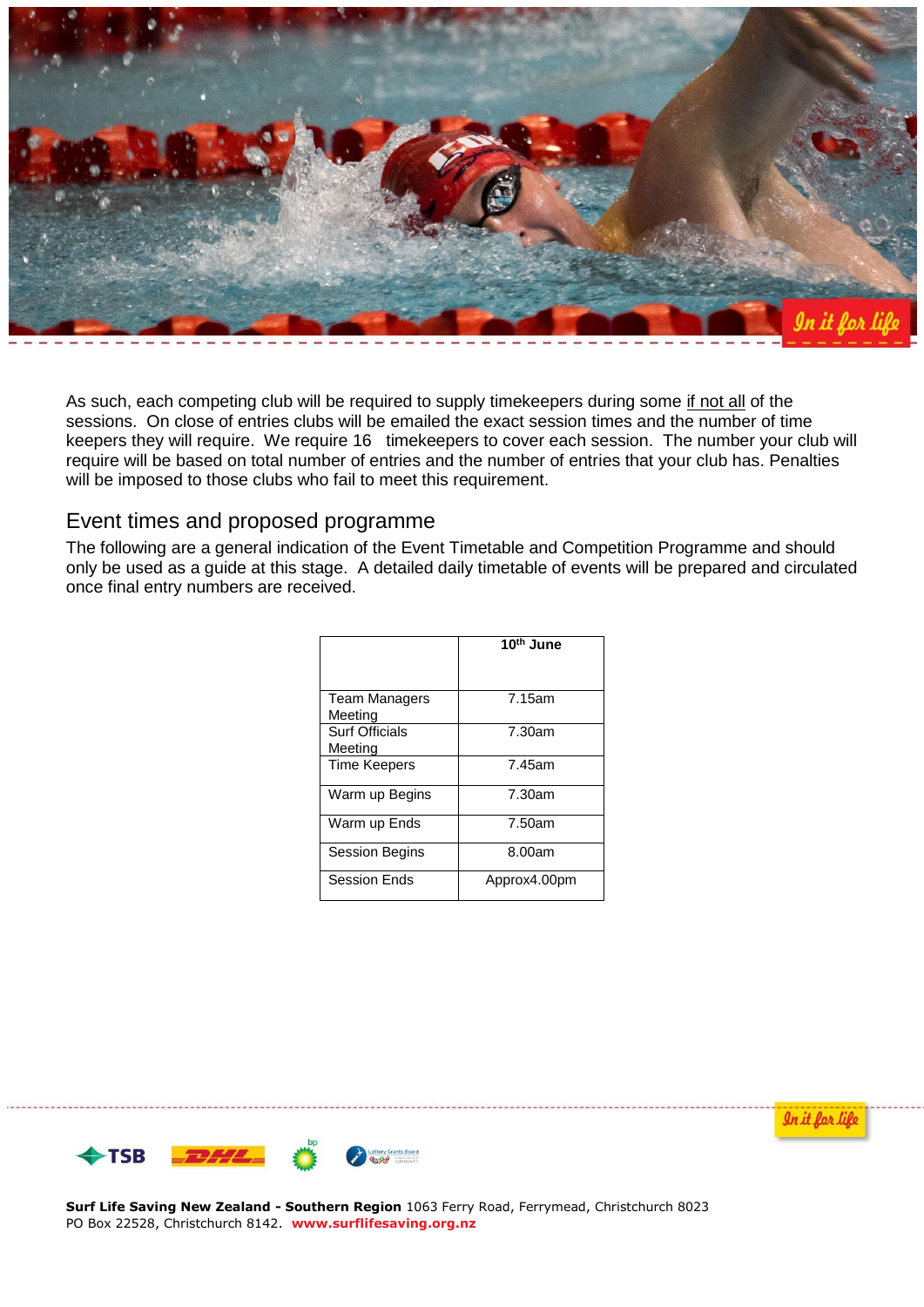As such, each competing club will be required to supply timekeepers during some <u>if not all</u> of the sessions. On close of entries clubs will be emailed the exact session times and the number of time keepers they will require. We require 16 timekeepers to cover each session. The number your club will require will be based on total number of entries and the number of entries that your club has. Penalties will be imposed to those clubs who fail to meet this requirement.

## Event times and proposed programme

The following are a general indication of the Event Timetable and Competition Programme and should only be used as a guide at this stage. A detailed daily timetable of events will be prepared and circulated once final entry numbers are received.

| | 10th June |
|---|---|
| Team Managers Meeting | 7.15am |
| Surf Officials Meeting | 7.30am |
| Time Keepers | 7.45am |
| Warm up Begins | 7.30am |
| Warm up Ends | 7.50am |
| Session Begins | 8.00am |
| Session Ends | Approx4.00pm |

**Surf Life Saving New Zealand - Southern Region** 1063 Ferry Road, Ferrymead, Christchurch 8023
PO Box 22528, Christchurch 8142. **www.surflifesaving.org.nz**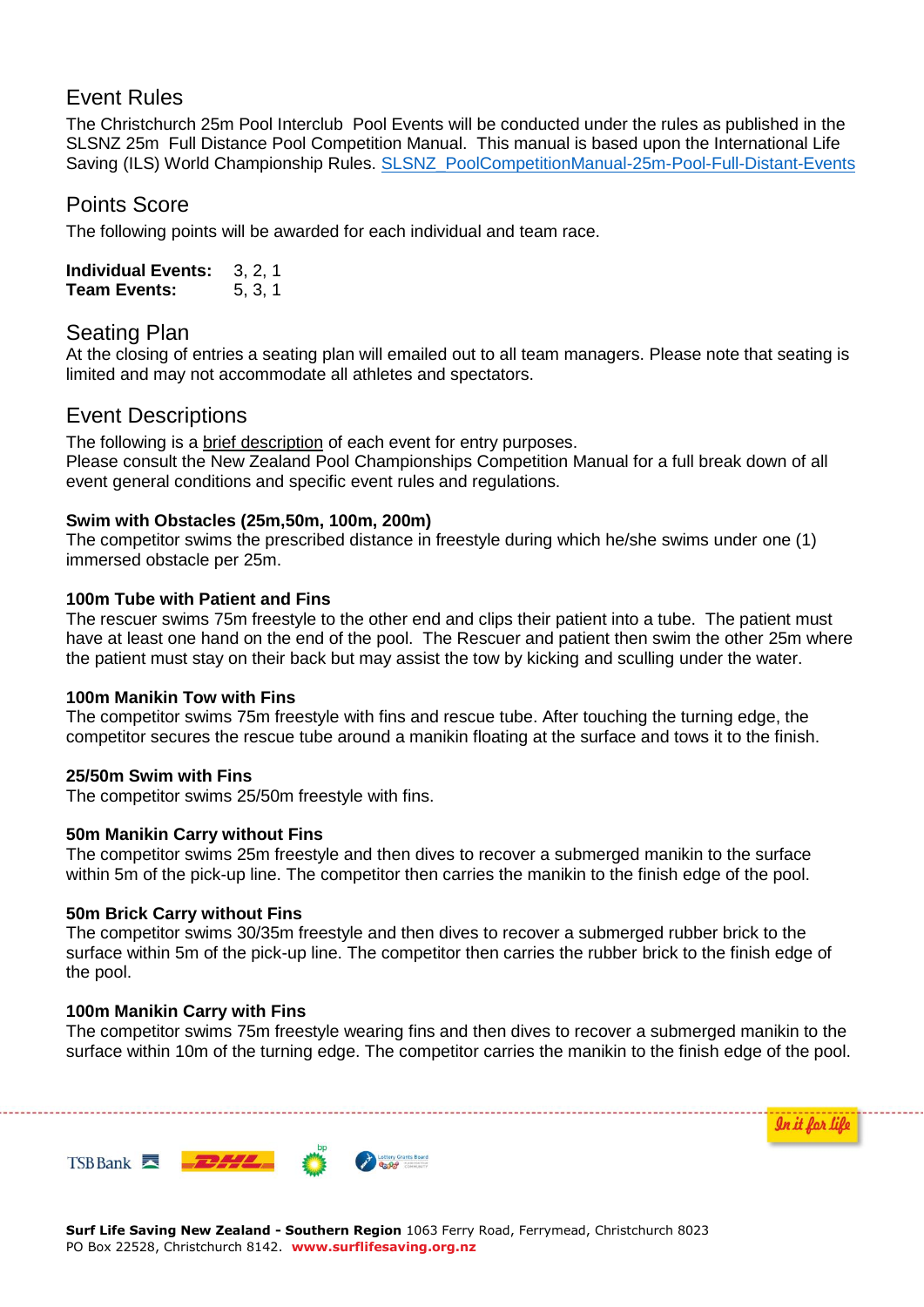## Event Rules

The Christchurch 25m Pool Interclub Pool Events will be conducted under the rules as published in the SLSNZ 25m Full Distance Pool Competition Manual. This manual is based upon the International Life Saving (ILS) World Championship Rules. [SLSNZ_PoolCompetitionManual-25m-Pool-Full-Distant-Events]

## Points Score

The following points will be awarded for each individual and team race.

**Individual Events:** 3, 2, 1
**Team Events:** 5, 3, 1

## Seating Plan

At the closing of entries a seating plan will emailed out to all team managers. Please note that seating is limited and may not accommodate all athletes and spectators.

## Event Descriptions

The following is a brief description of each event for entry purposes.
Please consult the New Zealand Pool Championships Competition Manual for a full break down of all event general conditions and specific event rules and regulations.

**Swim with Obstacles (25m,50m, 100m, 200m)**
The competitor swims the prescribed distance in freestyle during which he/she swims under one (1) immersed obstacle per 25m.

**100m Tube with Patient and Fins**
The rescuer swims 75m freestyle to the other end and clips their patient into a tube. The patient must have at least one hand on the end of the pool. The Rescuer and patient then swim the other 25m where the patient must stay on their back but may assist the tow by kicking and sculling under the water.

**100m Manikin Tow with Fins**
The competitor swims 75m freestyle with fins and rescue tube. After touching the turning edge, the competitor secures the rescue tube around a manikin floating at the surface and tows it to the finish.

**25/50m Swim with Fins**
The competitor swims 25/50m freestyle with fins.

**50m Manikin Carry without Fins**
The competitor swims 25m freestyle and then dives to recover a submerged manikin to the surface within 5m of the pick-up line. The competitor then carries the manikin to the finish edge of the pool.

**50m Brick Carry without Fins**
The competitor swims 30/35m freestyle and then dives to recover a submerged rubber brick to the surface within 5m of the pick-up line. The competitor then carries the rubber brick to the finish edge of the pool.

**100m Manikin Carry with Fins**
The competitor swims 75m freestyle wearing fins and then dives to recover a submerged manikin to the surface within 10m of the turning edge. The competitor carries the manikin to the finish edge of the pool.

**Surf Life Saving New Zealand - Southern Region** 1063 Ferry Road, Ferrymead, Christchurch 8023
PO Box 22528, Christchurch 8142. **www.surflifesaving.org.nz**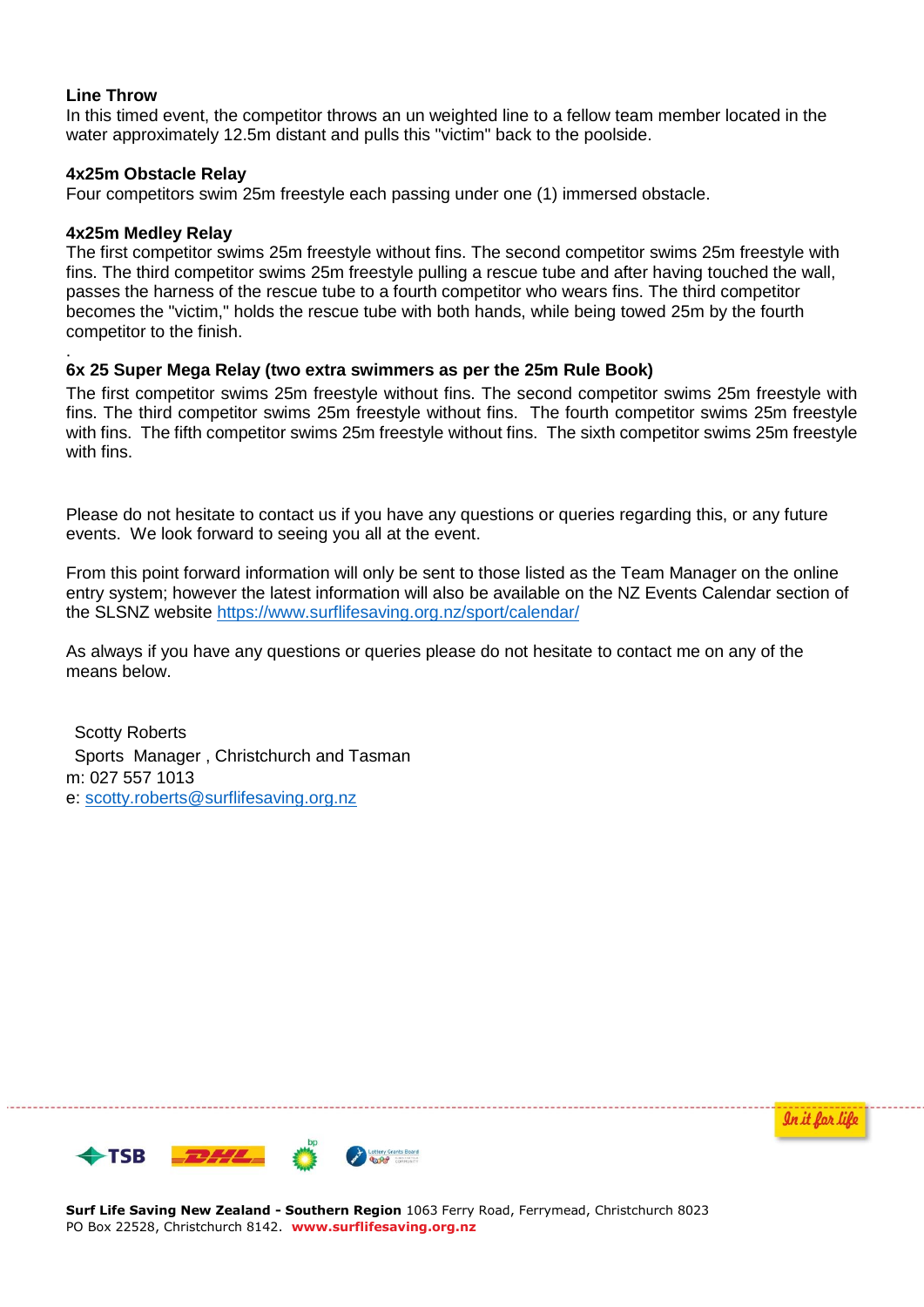**Line Throw**
In this timed event, the competitor throws an un weighted line to a fellow team member located in the water approximately 12.5m distant and pulls this "victim" back to the poolside.

**4x25m Obstacle Relay**
Four competitors swim 25m freestyle each passing under one (1) immersed obstacle.

**4x25m Medley Relay**
The first competitor swims 25m freestyle without fins. The second competitor swims 25m freestyle with fins. The third competitor swims 25m freestyle pulling a rescue tube and after having touched the wall, passes the harness of the rescue tube to a fourth competitor who wears fins. The third competitor becomes the "victim," holds the rescue tube with both hands, while being towed 25m by the fourth competitor to the finish.

.

**6x 25 Super Mega Relay (two extra swimmers as per the 25m Rule Book)**
The first competitor swims 25m freestyle without fins. The second competitor swims 25m freestyle with fins. The third competitor swims 25m freestyle without fins. The fourth competitor swims 25m freestyle with fins. The fifth competitor swims 25m freestyle without fins. The sixth competitor swims 25m freestyle with fins.

Please do not hesitate to contact us if you have any questions or queries regarding this, or any future events. We look forward to seeing you all at the event.

From this point forward information will only be sent to those listed as the Team Manager on the online entry system; however the latest information will also be available on the NZ Events Calendar section of the SLSNZ website https://www.surflifesaving.org.nz/sport/calendar/

As always if you have any questions or queries please do not hesitate to contact me on any of the means below.

Scotty Roberts
Sports Manager , Christchurch and Tasman
m: 027 557 1013
e: scotty.roberts@surflifesaving.org.nz

In it for life

**Surf Life Saving New Zealand - Southern Region** 1063 Ferry Road, Ferrymead, Christchurch 8023
PO Box 22528, Christchurch 8142. **www.surflifesaving.org.nz**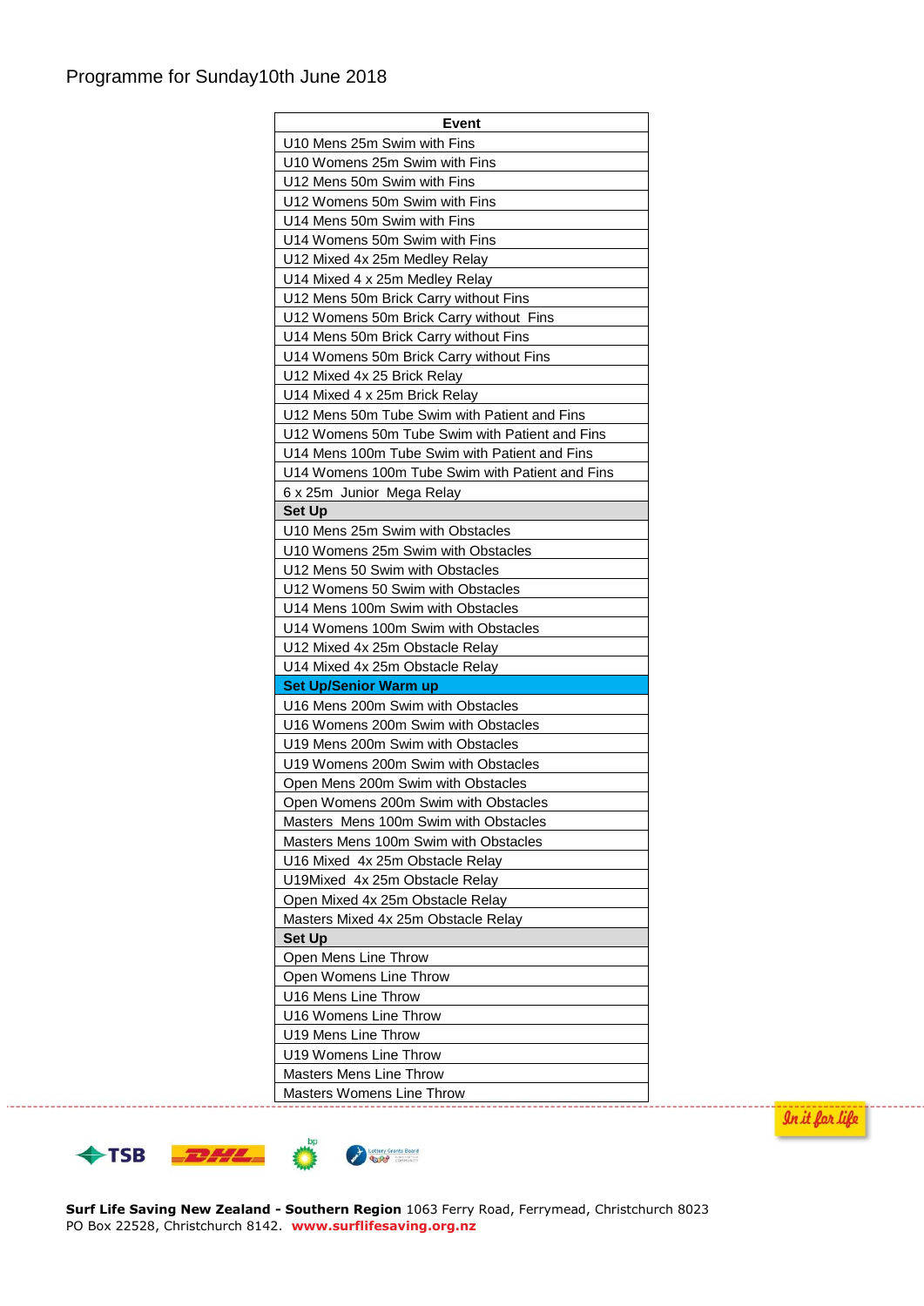Programme for Sunday10th June 2018

| Event |
|---|
| U10 Mens 25m Swim with Fins |
| U10 Womens 25m Swim with Fins |
| U12 Mens 50m Swim with Fins |
| U12 Womens 50m Swim with Fins |
| U14 Mens 50m Swim with Fins |
| U14 Womens 50m Swim with Fins |
| U12 Mixed 4x 25m Medley Relay |
| U14 Mixed 4 x 25m Medley Relay |
| U12 Mens 50m Brick Carry without Fins |
| U12 Womens 50m Brick Carry without Fins |
| U14 Mens 50m Brick Carry without Fins |
| U14 Womens 50m Brick Carry without Fins |
| U12 Mixed 4x 25 Brick Relay |
| U14 Mixed 4 x 25m Brick Relay |
| U12 Mens 50m Tube Swim with Patient and Fins |
| U12 Womens 50m Tube Swim with Patient and Fins |
| U14 Mens 100m Tube Swim with Patient and Fins |
| U14 Womens 100m Tube Swim with Patient and Fins |
| 6 x 25m Junior Mega Relay |
| **Set Up** |
| U10 Mens 25m Swim with Obstacles |
| U10 Womens 25m Swim with Obstacles |
| U12 Mens 50 Swim with Obstacles |
| U12 Womens 50 Swim with Obstacles |
| U14 Mens 100m Swim with Obstacles |
| U14 Womens 100m Swim with Obstacles |
| U12 Mixed 4x 25m Obstacle Relay |
| U14 Mixed 4x 25m Obstacle Relay |
| **Set Up/Senior Warm up** |
| U16 Mens 200m Swim with Obstacles |
| U16 Womens 200m Swim with Obstacles |
| U19 Mens 200m Swim with Obstacles |
| U19 Womens 200m Swim with Obstacles |
| Open Mens 200m Swim with Obstacles |
| Open Womens 200m Swim with Obstacles |
| Masters Mens 100m Swim with Obstacles |
| Masters Mens 100m Swim with Obstacles |
| U16 Mixed 4x 25m Obstacle Relay |
| U19Mixed 4x 25m Obstacle Relay |
| Open Mixed 4x 25m Obstacle Relay |
| Masters Mixed 4x 25m Obstacle Relay |
| **Set Up** |
| Open Mens Line Throw |
| Open Womens Line Throw |
| U16 Mens Line Throw |
| U16 Womens Line Throw |
| U19 Mens Line Throw |
| U19 Womens Line Throw |
| Masters Mens Line Throw |
| Masters Womens Line Throw |

In it for life

TSB DHL bp Lottery Grants Board

**Surf Life Saving New Zealand - Southern Region** 1063 Ferry Road, Ferrymead, Christchurch 8023
PO Box 22528, Christchurch 8142. **www.surflifesaving.org.nz**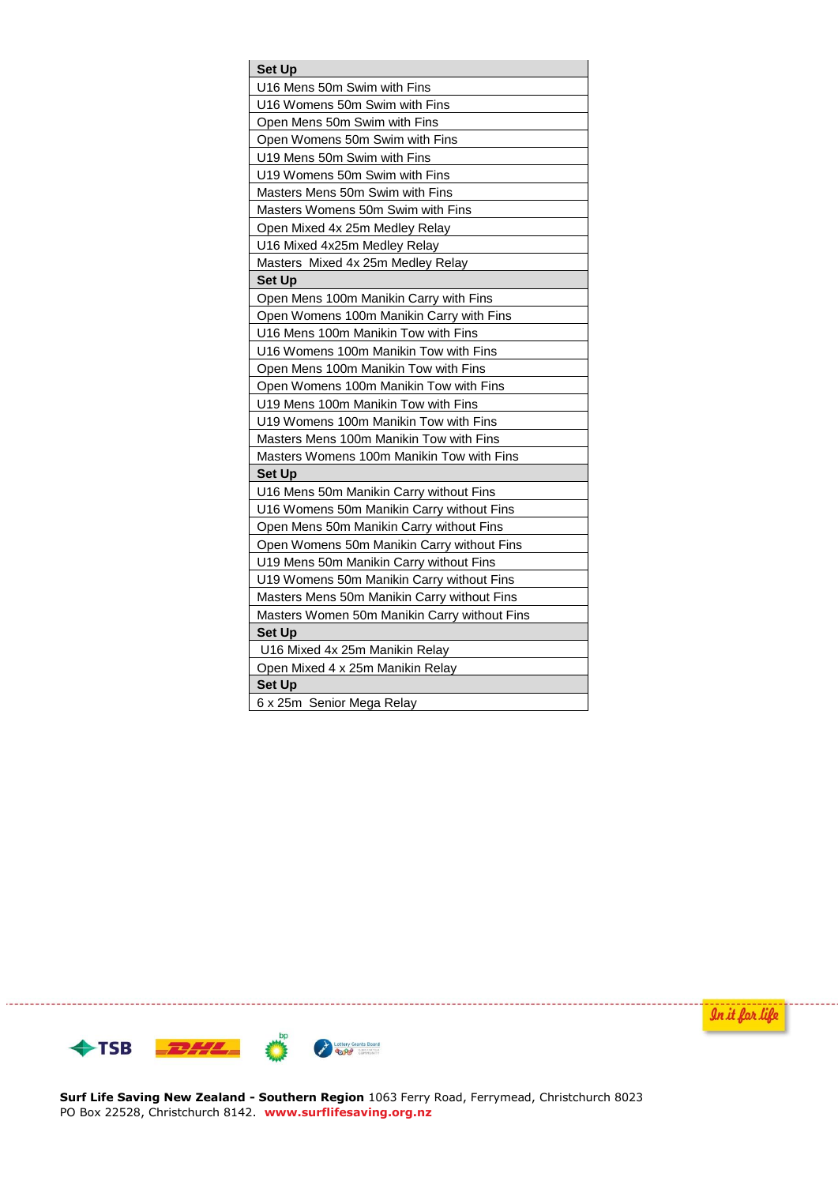| |
|---|
| **Set Up** |
| U16 Mens 50m Swim with Fins |
| U16 Womens 50m Swim with Fins |
| Open Mens 50m Swim with Fins |
| Open Womens 50m Swim with Fins |
| U19 Mens 50m Swim with Fins |
| U19 Womens 50m Swim with Fins |
| Masters Mens 50m Swim with Fins |
| Masters Womens 50m Swim with Fins |
| Open Mixed 4x 25m Medley Relay |
| U16 Mixed 4x25m Medley Relay |
| Masters Mixed 4x 25m Medley Relay |
| **Set Up** |
| Open Mens 100m Manikin Carry with Fins |
| Open Womens 100m Manikin Carry with Fins |
| U16 Mens 100m Manikin Tow with Fins |
| U16 Womens 100m Manikin Tow with Fins |
| Open Mens 100m Manikin Tow with Fins |
| Open Womens 100m Manikin Tow with Fins |
| U19 Mens 100m Manikin Tow with Fins |
| U19 Womens 100m Manikin Tow with Fins |
| Masters Mens 100m Manikin Tow with Fins |
| Masters Womens 100m Manikin Tow with Fins |
| **Set Up** |
| U16 Mens 50m Manikin Carry without Fins |
| U16 Womens 50m Manikin Carry without Fins |
| Open Mens 50m Manikin Carry without Fins |
| Open Womens 50m Manikin Carry without Fins |
| U19 Mens 50m Manikin Carry without Fins |
| U19 Womens 50m Manikin Carry without Fins |
| Masters Mens 50m Manikin Carry without Fins |
| Masters Women 50m Manikin Carry without Fins |
| **Set Up** |
| U16 Mixed 4x 25m Manikin Relay |
| Open Mixed 4 x 25m Manikin Relay |
| **Set Up** |
| 6 x 25m Senior Mega Relay |

In it for life

**Surf Life Saving New Zealand - Southern Region** 1063 Ferry Road, Ferrymead, Christchurch 8023
PO Box 22528, Christchurch 8142. **www.surflifesaving.org.nz**